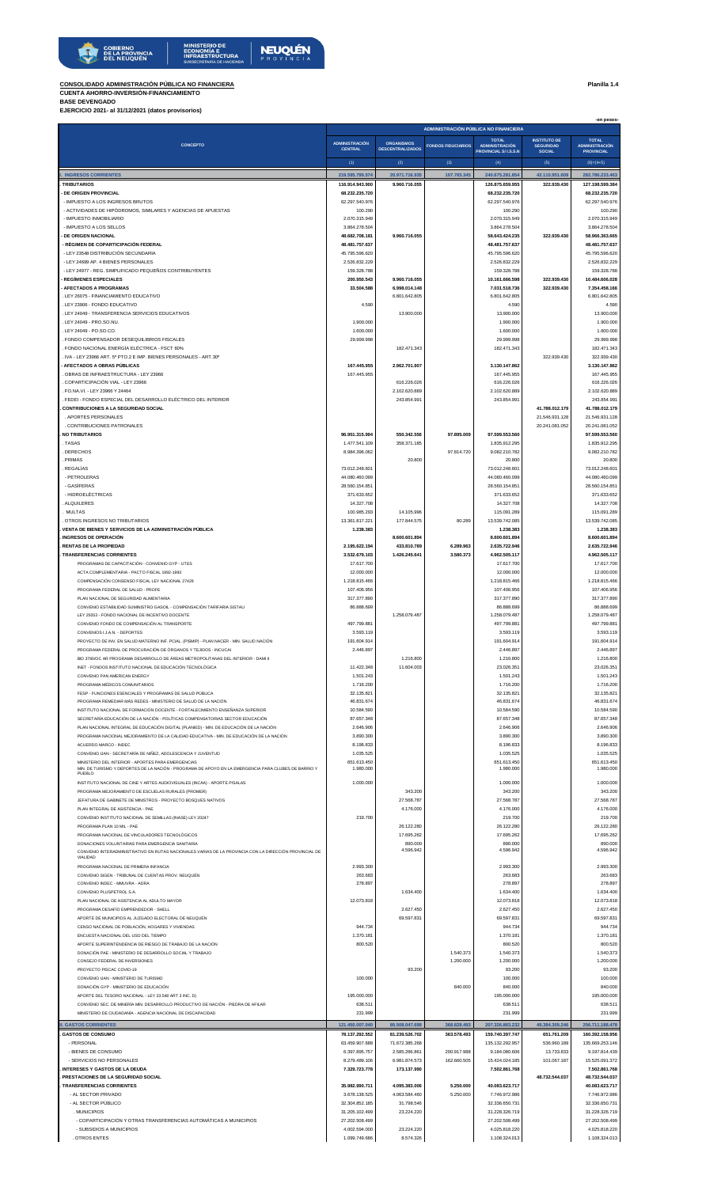**CONSOLIDADO ADMINISTRACIÓN PÚBLICA NO FINANCIERA** — **Planilla 1.4**

**CUENTA AHORRO-INVERSIÓN-FINANCIAMIENTO**

**BASE DEVENGADO**

**EJERCICIO 2021- al 31/12/2021 (datos provisorios)**

-en pesos-

| CONCEPTO | ADMINISTRACIÓN PÚBLICA NO FINANCIERA | | | | | |
|---|---|---|---|---|---|---|
| | ADMINISTRACIÓN CENTRAL | ORGANISMOS DESCENTRALIZADOS | FONDOS FIDUCIARIOS | TOTAL ADMINISTRACIÓN PROVINCIAL S/ I.S.S.N | INSTITUTO DE SEGURIDAD SOCIAL | TOTAL ADMINISTRACIÓN PROVINCIAL |
| | (1) | (2) | (3) | (4) | (5) | (6)=(4+5) |
| **I. INGRESOS CORRIENTES** | **219.595.799.574** | **20.971.716.935** | **107.765.345** | **240.675.281.854** | **42.110.951.609** | **282.786.233.463** |
| **. TRIBUTARIOS** | **116.914.943.900** | **9.960.716.055** | | **126.875.659.955** | **322.939.430** | **127.198.599.384** |
| **- DE ORIGEN PROVINCIAL** | **68.232.235.720** | | | **68.232.235.720** | | **68.232.235.720** |
| - IMPUESTO A LOS INGRESOS BRUTOS | 62.297.540.976 | | | 62.297.540.976 | | 62.297.540.976 |
| - ACTIVIDADES DE HIPÓDROMOS, SIMILARES Y AGENCIAS DE APUESTAS | 100.290 | | | 100.290 | | 100.290 |
| - IMPUESTO INMOBILIARIO | 2.070.315.949 | | | 2.070.315.949 | | 2.070.315.949 |
| - IMPUESTO A LOS SELLOS | 3.864.278.504 | | | 3.864.278.504 | | 3.864.278.504 |
| **- DE ORIGEN NACIONAL** | **48.682.708.181** | **9.960.716.055** | | **58.643.424.235** | **322.939.430** | **58.966.363.665** |
| **- RÉGIMEN DE COPARTICIPACIÓN FEDERAL** | **48.481.757.637** | | | **48.481.757.637** | | **48.481.757.637** |
| - LEY 23548 DISTRIBUCIÓN SECUNDARIA | 45.795.596.620 | | | 45.795.596.620 | | 45.795.596.620 |
| - LEY 24699 AP. 4 BIENES PERSONALES | 2.526.832.229 | | | 2.526.832.229 | | 2.526.832.229 |
| - LEY 24977 - REG. SIMPLIFICADO PEQUEÑOS CONTRIBUYENTES | 159.328.788 | | | 159.328.788 | | 159.328.788 |
| **- REGÍMENES ESPECIALES** | **200.950.543** | **9.960.716.055** | | **10.161.666.598** | **322.939.430** | **10.484.606.028** |
| **- AFECTADOS A PROGRAMAS** | **33.504.588** | **6.998.014.148** | | **7.031.518.736** | **322.939.430** | **7.354.458.166** |
| . LEY 26075 - FINANCIAMIENTO EDUCATIVO | | 6.801.642.805 | | 6.801.642.805 | | 6.801.642.805 |
| . LEY 23906 - FONDO EDUCATIVO | 4.590 | | | 4.590 | | 4.590 |
| . LEY 24049 - TRANSFERENCIA SERVICIOS EDUCATIVOS | | 13.900.000 | | 13.900.000 | | 13.900.000 |
| . LEY 24049 - PRO.SO.NU. | 1.900.000 | | | 1.900.000 | | 1.900.000 |
| . LEY 24049 - PO.SO.CO. | 1.600.000 | | | 1.600.000 | | 1.600.000 |
| . FONDO COMPENSADOR DESEQUILIBRIOS FISCALES | 29.999.998 | | | 29.999.998 | | 29.999.998 |
| . FONDO NACIONAL ENERGÍA ELÉCTRICA - FSCT 60% | | 182.471.343 | | 182.471.343 | | 182.471.343 |
| . IVA - LEY 23966 ART. 5º PTO.2 E IMP. BIENES PERSONALES - ART.30º | | | | | 322.939.430 | 322.939.430 |
| **- AFECTADOS A OBRAS PÚBLICAS** | **167.445.955** | **2.962.701.907** | | **3.130.147.862** | | **3.130.147.862** |
| . OBRAS DE INFRAESTRUCTURA - LEY 23966 | 167.445.955 | | | 167.445.955 | | 167.445.955 |
| . COPARTICIPACIÓN VIAL - LEY 23966 | | 616.226.026 | | 616.226.026 | | 616.226.026 |
| . FO.NA.VI. - LEY 23966 Y 24464 | | 2.102.620.889 | | 2.102.620.889 | | 2.102.620.889 |
| . FEDEI - FONDO ESPECIAL DEL DESARROLLO ELÉCTRICO DEL INTERIOR | | 243.854.991 | | 243.854.991 | | 243.854.991 |
| **. CONTRIBUCIONES A LA SEGURIDAD SOCIAL** | | | | | **41.788.012.179** | **41.788.012.179** |
| . APORTES PERSONALES | | | | | 21.546.931.128 | 21.546.931.128 |
| . CONTRIBUCIONES PATRONALES | | | | | 20.241.081.052 | 20.241.081.052 |
| **. NO TRIBUTARIOS** | **96.951.315.994** | **550.342.556** | **97.895.009** | **97.599.553.560** | | **97.599.553.560** |
| . TASAS | 1.477.541.109 | 358.371.185 | | 1.835.912.295 | | 1.835.912.295 |
| . DERECHOS | 8.984.396.062 | | 97.814.720 | 9.082.210.782 | | 9.082.210.782 |
| . PRIMAS | | 20.800 | | 20.800 | | 20.800 |
| . REGALÍAS | 73.012.248.601 | | | 73.012.248.601 | | 73.012.248.601 |
| - PETROLERAS | 44.080.460.099 | | | 44.080.460.099 | | 44.080.460.099 |
| - GASÍFERAS | 28.560.154.851 | | | 28.560.154.851 | | 28.560.154.851 |
| - HIDROELÉCTRICAS | 371.633.652 | | | 371.633.652 | | 371.633.652 |
| . ALQUILERES | 14.327.708 | | | 14.327.708 | | 14.327.708 |
| . MULTAS | 100.985.293 | 14.105.996 | | 115.091.289 | | 115.091.289 |
| . OTROS INGRESOS NO TRIBUTARIOS | 13.361.817.221 | 177.844.575 | 80.289 | 13.539.742.085 | | 13.539.742.085 |
| **. VENTA DE BIENES Y SERVICIOS DE LA ADMINISTRACIÓN PÚBLICA** | **1.238.383** | | | **1.238.383** | | **1.238.383** |
| **. INGRESOS DE OPERACIÓN** | | **8.600.601.894** | | **8.600.601.894** | | **8.600.601.894** |
| **. RENTAS DE LA PROPIEDAD** | **2.195.622.194** | **433.810.789** | **6.289.963** | **2.635.722.946** | | **2.635.722.946** |
| **. TRANSFERENCIAS CORRIENTES** | **3.532.679.103** | **1.426.245.641** | **3.580.373** | **4.962.505.117** | | **4.962.505.117** |
| PROGRAMAS DE CAPACITACIÓN - CONVENIO GYP - UTES | 17.617.700 | | | 17.617.700 | | 17.617.700 |
| ACTA COMPLEMENTARIA - PACTO FISCAL 1992-1993 | 12.000.000 | | | 12.000.000 | | 12.000.000 |
| COMPENSACIÓN CONSENSO FISCAL LEY NACIONAL 27429 | 1.218.815.466 | | | 1.218.815.466 | | 1.218.815.466 |
| PROGRAMA FEDERAL DE SALUD - PROFE | 107.406.956 | | | 107.406.956 | | 107.406.956 |
| PLAN NACIONAL DE SEGURIDAD ALIMENTARIA | 317.377.890 | | | 317.377.890 | | 317.377.890 |
| CONVENIO ESTABILIDAD SUMINISTRO GASOIL - COMPENSACIÓN TARIFARIA SISTAU | 86.888.699 | | | 86.888.699 | | 86.888.699 |
| LEY 25053 - FONDO NACIONAL DE INCENTIVO DOCENTE | | 1.258.079.487 | | 1.258.079.487 | | 1.258.079.487 |
| CONVENIO FONDO DE COMPENSACIÓN AL TRANSPORTE | 497.799.881 | | | 497.799.881 | | 497.799.881 |
| CONVENIOS I.J.A.N. - DEPORTES | 3.593.119 | | | 3.593.119 | | 3.593.119 |
| PROYECTO DE INV. EN SALUD MATERNO INF. PCIAL. (PISMIP) - PLAN NACER - MIN. SALUD NACIÓN | 191.604.914 | | | 191.604.914 | | 191.604.914 |
| PROGRAMA FEDERAL DE PROCURACIÓN DE ÓRGANOS Y TEJIDOS - INCUCAI | 2.446.897 | | | 2.446.897 | | 2.446.897 |
| BID 3780/OC AR PROGRAMA DESARROLLO DE ÁREAS METROPOLITANAS DEL INTERIOR - DAMI II | | 1.216.800 | | 1.216.800 | | 1.216.800 |
| INET - FONDOS INSTITUTO NACIONAL DE EDUCACIÓN TECNOLÓGICA | 11.422.348 | 11.604.003 | | 23.026.351 | | 23.026.351 |
| CONVENIO PAN AMERICAN ENERGY | 1.501.243 | | | 1.501.243 | | 1.501.243 |
| PROGRAMA MÉDICOS COMUNITARIOS | 1.716.200 | | | 1.716.200 | | 1.716.200 |
| FESP - FUNCIONES ESENCIALES Y PROGRAMAS DE SALUD PÚBLICA | 32.135.821 | | | 32.135.821 | | 32.135.821 |
| PROGRAMA REMEDIAR MÁS REDES - MINISTERIO DE SALUD DE LA NACIÓN | 46.831.674 | | | 46.831.674 | | 46.831.674 |
| INSTITUTO NACIONAL DE FORMACIÓN DOCENTE - FORTALECIMIENTO ENSEÑANZA SUPERIOR | 10.584.590 | | | 10.584.590 | | 10.584.590 |
| SECRETARÍA EDUCACIÓN DE LA NACIÓN - POLÍTICAS COMPENSATORIAS SECTOR EDUCACIÓN | 87.657.348 | | | 87.657.348 | | 87.657.348 |
| PLAN NACIONAL INTEGRAL DE EDUCACIÓN DIGITAL (PLANIED) - MIN. DE EDUCACIÓN DE LA NACIÓN | 2.646.906 | | | 2.646.906 | | 2.646.906 |
| PROGRAMA NACIONAL MEJORAMIENTO DE LA CALIDAD EDUCATIVA - MIN. DE EDUCACIÓN DE LA NACIÓN | 3.890.300 | | | 3.890.300 | | 3.890.300 |
| ACUERDO MARCO - INDEC | 8.196.833 | | | 8.196.833 | | 8.196.833 |
| CONVENIO UAN - SECRETARÍA DE NIÑEZ, ADOLESCENCIA Y JUVENTUD | 1.035.525 | | | 1.035.525 | | 1.035.525 |
| MINISTERIO DEL INTERIOR - APORTES PARA EMERGENCIAS | 651.613.450 | | | 651.613.450 | | 651.613.450 |
| MIN. DE TURISMO Y DEPORTES DE LA NACIÓN - PROGRAMA DE APOYO EN LA EMERGENCIA PARA CLUBES DE BARRIO Y PUEBLO | 1.980.000 | | | 1.980.000 | | 1.980.000 |
| INSTITUTO NACIONAL DE CINE Y ARTES AUDIOVISUALES (INCAA) - APORTE PISALAS | 1.000.000 | | | 1.000.000 | | 1.000.000 |
| PROGRAMA MEJORAMIENTO DE ESCUELAS RURALES (PROMER) | | 343.200 | | 343.200 | | 343.200 |
| JEFATURA DE GABINETE DE MINISTROS - PROYECTO BOSQUES NATIVOS | | 27.568.787 | | 27.568.787 | | 27.568.787 |
| PLAN INTEGRAL DE ASISTENCIA - PAE | | 4.176.000 | | 4.176.000 | | 4.176.000 |
| CONVENIO INSTITUTO NACIONAL DE SEMILLAS (INASE) LEY 20247 | 219.700 | | | 219.700 | | 219.700 |
| PROGRAMA PLAN 10 MIL - PAE | | 26.122.280 | | 26.122.280 | | 26.122.280 |
| PROGRAMA NACIONAL DE VINCULADORES TECNOLÓGICOS | | 17.695.262 | | 17.695.262 | | 17.695.262 |
| DONACIONES VOLUNTARIAS PARA EMERGENCIA SANITARIA | | 890.000 | | 890.000 | | 890.000 |
| CONVENIO INTERADMINISTRATIVO EN RUTAS NACIONALES VARIAS DE LA PROVINCIA CON LA DIRECCIÓN PROVINCIAL DE VIALIDAD | | 4.596.942 | | 4.596.942 | | 4.596.942 |
| PROGRAMA NACIONAL DE PRIMERA INFANCIA | 2.993.300 | | | 2.993.300 | | 2.993.300 |
| CONVENIO SIGEN - TRIBUNAL DE CUENTAS PROV. NEUQUÉN | 263.683 | | | 263.683 | | 263.683 |
| CONVENIO INDEC - MMUVRA - ADRA | 278.897 | | | 278.897 | | 278.897 |
| CONVENIO PLUSPETROL S.A. | | 1.634.400 | | 1.634.400 | | 1.634.400 |
| PLAN NACIONAL DE ASISTENCIA AL ADULTO MAYOR | 12.073.818 | | | 12.073.818 | | 12.073.818 |
| PROGRAMA DESAFÍO EMPRENDEDOR - SHELL | | 2.627.450 | | 2.627.450 | | 2.627.450 |
| APORTE DE MUNICIPIOS AL JUZGADO ELECTORAL DE NEUQUÉN | | 69.597.831 | | 69.597.831 | | 69.597.831 |
| CENSO NACIONAL DE POBLACIÓN, HOGARES Y VIVIENDAS | 944.734 | | | 944.734 | | 944.734 |
| ENCUESTA NACIONAL DEL USO DEL TIEMPO | 1.370.181 | | | 1.370.181 | | 1.370.181 |
| APORTE SUPERINTENDENCIA DE RIESGO DE TRABAJO DE LA NACIÓN | 800.520 | | | 800.520 | | 800.520 |
| DONACIÓN PAE - MINISTERIO DE DESARROLLO SOCIAL Y TRABAJO | | | 1.540.373 | 1.540.373 | | 1.540.373 |
| CONSEJO FEDERAL DE INVERSIONES | | | 1.200.000 | 1.200.000 | | 1.200.000 |
| PROYECTO PISCAC COVID-19 | | 93.200 | | 93.200 | | 93.200 |
| CONVENIO UAN - MINISTERIO DE TURISMO | 100.000 | | | 100.000 | | 100.000 |
| DONACIÓN GYP - MINISTERIO DE EDUCACIÓN | | | 840.000 | 840.000 | | 840.000 |
| APORTE DEL TESORO NACIONAL - LEY 23.548 ART 3 INC. D) | 195.000.000 | | | 195.000.000 | | 195.000.000 |
| CONVENIO SEC. DE MINERÍA MIN. DESARROLLO PRODUCTIVO DE LA NACIÓN - PIEDRA DE AFILAR | 638.511 | | | 638.511 | | 638.511 |
| MINISTERIO DE CIUDADANÍA - AGENCIA NACIONAL DE DISCAPACIDAD | 231.999 | | | 231.999 | | 231.999 |
| **II. GASTOS CORRIENTES** | **121.450.007.040** | **85.508.047.699** | **368.828.493** | **207.326.883.232** | **49.384.305.248** | **256.711.188.478** |
| **. GASTOS DE CONSUMO** | **78.137.292.552** | **81.239.526.702** | **363.578.493** | **159.740.397.747** | **651.761.209** | **160.392.158.956** |
| - PERSONAL | 63.459.907.688 | 71.672.385.268 | | 135.132.292.957 | 536.960.189 | 135.669.253.146 |
| - BIENES DE CONSUMO | 6.397.895.757 | 2.585.266.861 | 200.917.988 | 9.184.080.606 | 13.733.833 | 9.197.814.439 |
| - SERVICIOS NO PERSONALES | 8.279.489.106 | 6.981.874.573 | 162.660.505 | 15.424.024.185 | 101.067.187 | 15.525.091.372 |
| **. INTERESES Y GASTOS DE LA DEUDA** | **7.329.723.778** | **173.137.990** | | **7.502.861.768** | | **7.502.861.768** |
| **. PRESTACIONES DE LA SEGURIDAD SOCIAL** | | | | | **48.732.544.037** | **48.732.544.037** |
| **. TRANSFERENCIAS CORRIENTES** | **35.982.990.711** | **4.095.383.006** | **5.250.000** | **40.083.623.717** | | **40.083.623.717** |
| - AL SECTOR PRIVADO | 3.678.138.525 | 4.063.584.460 | 5.250.000 | 7.746.972.986 | | 7.746.972.986 |
| - AL SECTOR PÚBLICO | 32.304.852.185 | 31.798.546 | | 32.336.650.731 | | 32.336.650.731 |
| . MUNICIPIOS | 31.205.102.499 | 23.224.220 | | 31.228.326.719 | | 31.228.326.719 |
| - COPARTICIPACIÓN Y OTRAS TRANSFERENCIAS AUTOMÁTICAS A MUNICIPIOS | 27.202.508.499 | | | 27.202.508.499 | | 27.202.508.499 |
| - SUBSIDIOS A MUNICIPIOS | 4.002.594.000 | 23.224.220 | | 4.025.818.220 | | 4.025.818.220 |
| . OTROS ENTES | 1.099.749.686 | 8.574.326 | | 1.108.324.013 | | 1.108.324.013 |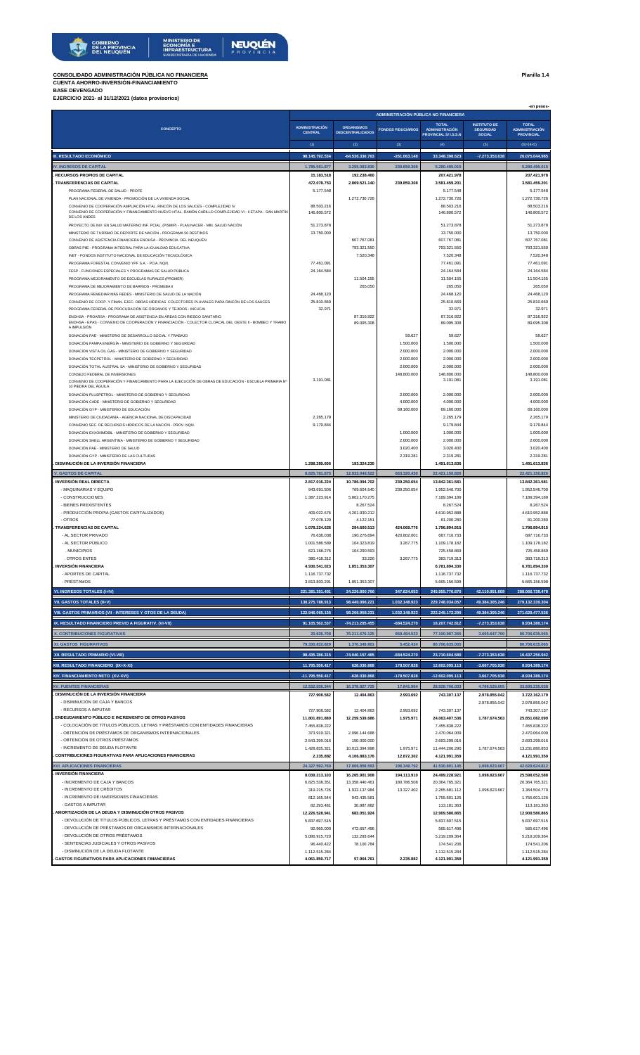**CONSOLIDADO ADMINISTRACIÓN PÚBLICA NO FINANCIERA**

**Planilla 1.4**

**CUENTA AHORRO-INVERSIÓN-FINANCIAMIENTO**

**BASE DEVENGADO**

**EJERCICIO 2021- al 31/12/2021 (datos provisorios)**

-en pesos-

| CONCEPTO | ADMINISTRACIÓN PÚBLICA NO FINANCIERA | | | | | |
|---|---|---|---|---|---|---|
| | ADMINISTRACIÓN CENTRAL | ORGANISMOS DESCENTRALIZADOS | FONDOS FIDUCIARIOS | TOTAL ADMINISTRACIÓN PROVINCIAL S/ I.S.S.N | INSTITUTO DE SEGURIDAD SOCIAL | TOTAL ADMINISTRACIÓN PROVINCIAL |
| | (1) | (2) | (3) | (4) | (5) | (6)=(4+5) |
| III. RESULTADO ECONÓMICO | 98.149.792.534 | -64.536.330.763 | -261.063.148 | 33.348.398.623 | -7.273.353.638 | 26.075.044.985 |
| IV. INGRESOS DE CAPITAL | 1.785.551.877 | 3.255.083.830 | 239.859.308 | 5.280.495.015 | | 5.280.495.015 |
| . RECURSOS PROPIOS DE CAPITAL | 15.183.518 | 192.238.460 | | 207.421.978 | | 207.421.978 |
| . TRANSFERENCIAS DE CAPITAL | 472.078.753 | 2.869.521.140 | 239.859.308 | 3.581.459.201 | | 3.581.459.201 |
| PROGRAMA FEDERAL DE SALUD - PROFE | 5.177.548 | | | 5.177.548 | | 5.177.548 |
| PLAN NACIONAL DE VIVIENDA - PROMOCIÓN DE LA VIVIENDA SOCIAL | | 1.272.730.726 | | 1.272.730.726 | | 1.272.730.726 |
| CONVENIO DE COOPERACIÓN AMPLIACIÓN HTAL. RINCÓN DE LOS SAUCES - COMPLEJIDAD IV | 88.503.216 | | | 88.503.216 | | 88.503.216 |
| CONVENIO DE COOPERACIÓN Y FINANCIAMIENTO NUEVO HTAL. RAMÓN CARILLO COMPLEJIDAD VI - II ETAPA - SAN MARTIN DE LOS ANDES | 146.800.572 | | | 146.800.572 | | 146.800.572 |
| PROYECTO DE INV. EN SALUD MATERNO INF. PCIAL. (PISMIP) - PLAN NACER - MIN. SALUD NACIÓN | 51.273.878 | | | 51.273.878 | | 51.273.878 |
| MINISTERIO DE TURISMO DE DEPORTE DE NACIÓN - PROGRAMA 50 DESTINOS | 13.750.000 | | | 13.750.000 | | 13.750.000 |
| CONVENIO DE ASISTENCIA FINANCIERA ENOHSA - PROVINCIA DEL NEUQUÉN | | 607.767.081 | | 607.767.081 | | 607.767.081 |
| OBRAS PIIE - PROGRAMA INTEGRAL PARA LA IGUALDAD EDUCATIVA | | 793.321.550 | | 793.321.550 | | 793.321.550 |
| INET - FONDOS INSTITUTO NACIONAL DE EDUCACIÓN TECNOLÓGICA | | 7.520.348 | | 7.520.348 | | 7.520.348 |
| PROGRAMA FORESTAL CONVENIO YPF S.A. - PCIA. NQN. | 77.461.091 | | | 77.461.091 | | 77.461.091 |
| FESP - FUNCIONES ESPECIALES Y PROGRAMAS DE SALUD PÚBLICA | 24.164.584 | | | 24.164.584 | | 24.164.584 |
| PROGRAMA MEJORAMIENTO DE ESCUELAS RURALES (PROMER) | | 11.504.155 | | 11.504.155 | | 11.504.155 |
| PROGRAMA DE MEJORAMIENTO DE BARRIOS - PROMEBA II | | 265.050 | | 265.050 | | 265.050 |
| PROGRAMA REMEDIAR MÁS REDES - MINISTERIO DE SALUD DE LA NACIÓN | 24.468.120 | | | 24.468.120 | | 24.468.120 |
| CONVENIO DE COOP. Y FINAN. EJEC. OBRAS HÍDRICAS: COLECTORES PLUVIALES PARA RINCÓN DE LOS SAUCES | 25.810.669 | | | 25.810.669 | | 25.810.669 |
| PROGRAMA FEDERAL DE PROCURACIÓN DE ÓRGANOS Y TEJIDOS - INCUCAI | 32.971 | | | 32.971 | | 32.971 |
| ENOHSA - PROARSA - PROGRAMA DE ASISTENCIA EN ÁREAS CON RIESGO SANITARIO | | 87.316.922 | | 87.316.922 | | 87.316.922 |
| ENOHSA - EPAS - CONVENIO DE COOPERACIÓN Y FINANCIACIÓN - COLECTOR CLOACAL DEL OESTE II - BOMBEO Y TRAMO A IMPULSIÓN | | 89.095.308 | | 89.095.308 | | 89.095.308 |
| DONACIÓN PAE - MINISTERIO DE DESARROLLO SOCIAL Y TRABAJO | | | 59.627 | 59.627 | | 59.627 |
| DONACIÓN PAMPA ENERGÍA - MINISTERIO DE GOBIERNO Y SEGURIDAD | | | 1.500.000 | 1.500.000 | | 1.500.000 |
| DONACIÓN VISTA OIL GAS - MINISTERIO DE GOBIERNO Y SEGURIDAD | | | 2.000.000 | 2.000.000 | | 2.000.000 |
| DONACIÓN TECPETROL - MINISTERIO DE GOBIERNO Y SEGURIDAD | | | 2.000.000 | 2.000.000 | | 2.000.000 |
| DONACIÓN TOTAL AUSTRAL SA - MINISTERIO DE GOBIERNO Y SEGURIDAD | | | 2.000.000 | 2.000.000 | | 2.000.000 |
| CONSEJO FEDERAL DE INVERSIONES | | | 148.800.000 | 148.800.000 | | 148.800.000 |
| CONVENIO DE COOPERACIÓN Y FINANCIAMIENTO PARA LA EJECUCIÓN DE OBRAS DE EDUCACIÓN - ESCUELA PRIMARIA N° 10 PIEDRA DEL ÁGUILA | 3.191.081 | | | 3.191.081 | | 3.191.081 |
| DONACIÓN PLUSPETROL - MINISTERIO DE GOBIERNO Y SEGURIDAD | | | 2.000.000 | 2.000.000 | | 2.000.000 |
| DONACIÓN CADE - MINISTERIO DE GOBIERNO Y SEGURIDAD | | | 4.000.000 | 4.000.000 | | 4.000.000 |
| DONACIÓN GYP - MINISTERIO DE EDUCACIÓN | | | 69.160.000 | 69.160.000 | | 69.160.000 |
| MINISTERIO DE CIUDADANÍA - AGENCIA NACIONAL DE DISCAPACIDAD | 2.265.179 | | | 2.265.179 | | 2.265.179 |
| CONVENIO SEC. DE RECURSOS HÍDRICOS DE LA NACIÓN - PROV. NQN. | 9.179.844 | | | 9.179.844 | | 9.179.844 |
| DONACIÓN EXXONMOBIL - MINISTERIO DE GOBIERNO Y SEGURIDAD | | | 1.000.000 | 1.000.000 | | 1.000.000 |
| DONACIÓN SHELL ARGENTINA - MINISTERIO DE GOBIERNO Y SEGURIDAD | | | 2.000.000 | 2.000.000 | | 2.000.000 |
| DONACIÓN PAE - MINISTERIO DE SALUD | | | 3.020.400 | 3.020.400 | | 3.020.400 |
| DONACIÓN GYP - MINISTERIO DE LAS CULTURAS | | | 2.319.281 | 2.319.281 | | 2.319.281 |
| . DISMINUCIÓN DE LA INVERSIÓN FINANCIERA | 1.298.289.606 | 193.324.230 | | 1.491.613.836 | | 1.491.613.836 |
| V. GASTOS DE CAPITAL | 8.825.781.873 | 12.932.048.522 | 663.320.430 | 22.421.150.826 | | 22.421.150.826 |
| . INVERSIÓN REAL DIRECTA | 2.817.016.224 | 10.786.094.702 | 239.250.654 | 13.842.361.581 | | 13.842.361.581 |
| - MAQUINARIAS Y EQUIPO | 943.691.506 | 769.604.540 | 239.250.654 | 1.952.546.700 | | 1.952.546.700 |
| - CONSTRUCCIONES | 1.387.223.914 | 5.802.170.275 | | 7.189.394.189 | | 7.189.394.189 |
| - BIENES PREEXISTENTES | | 8.267.524 | | 8.267.524 | | 8.267.524 |
| - PRODUCCIÓN PROPIA (GASTOS CAPITALIZADOS) | 409.022.676 | 4.201.930.212 | | 4.610.952.888 | | 4.610.952.888 |
| - OTROS | 77.078.129 | 4.122.151 | | 81.200.280 | | 81.200.280 |
| . TRANSFERENCIAS DE CAPITAL | 1.078.224.626 | 294.600.513 | 424.069.776 | 1.796.894.915 | | 1.796.894.915 |
| - AL SECTOR PRIVADO | 76.638.038 | 190.276.694 | 420.802.001 | 687.716.733 | | 687.716.733 |
| - AL SECTOR PÚBLICO | 1.001.586.589 | 104.323.819 | 3.267.775 | 1.109.178.182 | | 1.109.178.182 |
| . MUNICIPIOS | 621.168.276 | 104.290.593 | | 725.458.869 | | 725.458.869 |
| . OTROS ENTES | 380.418.312 | 33.226 | 3.267.775 | 383.719.313 | | 383.719.313 |
| . INVERSIÓN FINANCIERA | 4.930.541.023 | 1.851.353.307 | | 6.781.894.330 | | 6.781.894.330 |
| - APORTES DE CAPITAL | 1.116.737.732 | | | 1.116.737.732 | | 1.116.737.732 |
| - PRÉSTAMOS | 3.813.803.291 | 1.851.353.307 | | 5.665.156.598 | | 5.665.156.598 |
| VI. INGRESOS TOTALES (I+IV) | 221.381.351.451 | 24.226.800.766 | 347.624.653 | 245.955.776.870 | 42.110.951.609 | 288.066.728.478 |
| VII. GASTOS TOTALES (II+V) | 130.275.788.913 | 98.440.096.221 | 1.032.148.923 | 229.748.034.057 | 49.384.305.246 | 279.132.339.304 |
| VIII. GASTOS PRIMARIOS (VII - INTERESES Y GTOS DE LA DEUDA) | 122.946.065.136 | 98.266.958.231 | 1.032.148.923 | 222.245.172.290 | 49.384.305.246 | 271.629.477.536 |
| IX. RESULTADO FINANCIERO PREVIO A FIGURATIV. (VI-VII) | 91.105.562.537 | -74.213.295.455 | -684.524.270 | 16.207.742.812 | -7.273.353.638 | 8.934.389.174 |
| X. CONTRIBUCIONES FIGURATIVAS | 20.826.708 | 76.211.676.125 | 868.464.533 | 77.100.967.365 | 3.605.647.700 | 80.706.615.065 |
| XI. GASTOS FIGURATIVOS | 79.330.832.829 | 1.370.349.801 | 5.452.434 | 80.706.635.065 | | 80.706.635.065 |
| XII. RESULTADO PRIMARIO (VI-VIII) | 98.435.286.315 | -74.040.157.465 | -684.524.270 | 23.710.604.580 | -7.273.353.638 | 16.437.250.942 |
| XIII. RESULTADO FINANCIERO (IX+X-XI) | 11.795.556.417 | 628.030.868 | 178.507.828 | 12.602.095.113 | -3.667.705.938 | 8.934.389.174 |
| XIV. FINANCIAMIENTO NETO (XV-XVI) | -11.795.556.417 | -628.030.868 | -178.507.828 | -12.602.095.113 | 3.667.705.938 | -8.934.389.174 |
| XV. FUENTES FINANCIERAS | 12.532.036.344 | 16.378.827.725 | 17.841.964 | 28.928.706.033 | 4.766.529.605 | 33.695.235.638 |
| . DISMINUCIÓN DE LA INVERSIÓN FINANCIERA | 727.906.582 | 12.404.863 | 2.993.692 | 743.307.137 | 2.978.855.042 | 3.722.162.179 |
| - DISMINUCIÓN DE CAJA Y BANCOS | | | | | 2.978.855.042 | 2.978.855.042 |
| - RECURSOS A IMPUTAR | 727.906.582 | 12.404.863 | 2.993.692 | 743.307.137 | | 743.307.137 |
| . ENDEUDAMIENTO PÚBLICO E INCREMENTO DE OTROS PASIVOS | 11.801.891.880 | 12.259.539.686 | 1.975.971 | 24.063.407.536 | 1.787.674.563 | 25.851.082.099 |
| - COLOCACIÓN DE TÍTULOS PÚBLICOS, LETRAS Y PRÉSTAMOS CON ENTIDADES FINANCIERAS | 7.455.838.222 | | | 7.455.838.222 | | 7.455.838.222 |
| - OBTENCIÓN DE PRÉSTAMOS DE ORGANISMOS INTERNACIONALES | 373.919.321 | 2.096.144.688 | | 2.470.064.009 | | 2.470.064.009 |
| - OBTENCIÓN DE OTROS PRÉSTAMOS | 2.543.299.016 | 150.000.000 | | 2.693.299.016 | | 2.693.299.016 |
| - INCREMENTO DE DEUDA FLOTANTE | 1.428.835.321 | 10.013.394.998 | 1.975.971 | 11.444.206.290 | 1.787.674.563 | 13.231.880.853 |
| . CONTRIBUCIONES FIGURATIVAS PARA APLICACIONES FINANCIERAS | 2.235.882 | 4.106.883.176 | 12.872.302 | 4.121.991.359 | | 4.121.991.359 |
| XVI. APLICACIONES FINANCIERAS | 24.327.592.760 | 17.006.858.593 | 196.349.792 | 41.530.801.145 | 1.098.823.667 | 42.629.624.812 |
| . INVERSIÓN FINANCIERA | 8.039.213.103 | 16.265.901.908 | 194.113.910 | 24.499.228.921 | 1.098.823.667 | 25.598.052.588 |
| - INCREMENTO DE CAJA Y BANCOS | 6.825.538.351 | 13.358.440.461 | 180.786.508 | 20.364.765.321 | | 20.364.765.321 |
| - INCREMENTO DE CRÉDITOS | 319.215.726 | 1.933.137.984 | 13.327.402 | 2.265.681.112 | 1.098.823.667 | 3.364.504.779 |
| - INCREMENTO DE INVERSIONES FINANCIERAS | 812.165.544 | 943.435.581 | | 1.755.601.126 | | 1.755.601.126 |
| - GASTOS A IMPUTAR | 82.293.481 | 30.887.882 | | 113.181.363 | | 113.181.363 |
| . AMORTIZACIÓN DE LA DEUDA Y DISMINUCIÓN OTROS PASIVOS | 12.226.528.941 | 683.051.924 | | 12.909.580.865 | | 12.909.580.865 |
| - DEVOLUCIÓN DE TÍTULOS PÚBLICOS, LETRAS Y PRÉSTAMOS CON ENTIDADES FINANCIERAS | 5.837.697.515 | | | 5.837.697.515 | | 5.837.697.515 |
| - DEVOLUCIÓN DE PRÉSTAMOS DE ORGANISMOS INTERNACIONALES | 92.960.000 | 472.657.496 | | 565.617.496 | | 565.617.496 |
| - DEVOLUCIÓN DE OTROS PRÉSTAMOS | 5.086.915.720 | 132.293.644 | | 5.219.209.364 | | 5.219.209.364 |
| - SENTENCIAS JUDICIALES Y OTROS PASIVOS | 96.440.422 | 78.100.784 | | 174.541.206 | | 174.541.206 |
| - DISMINUCIÓN DE LA DEUDA FLOTANTE | 1.112.515.284 | | | 1.112.515.284 | | 1.112.515.284 |
| . GASTOS FIGURATIVOS PARA APLICACIONES FINANCIERAS | 4.061.850.717 | 57.904.761 | 2.235.882 | 4.121.991.359 | | 4.121.991.359 |